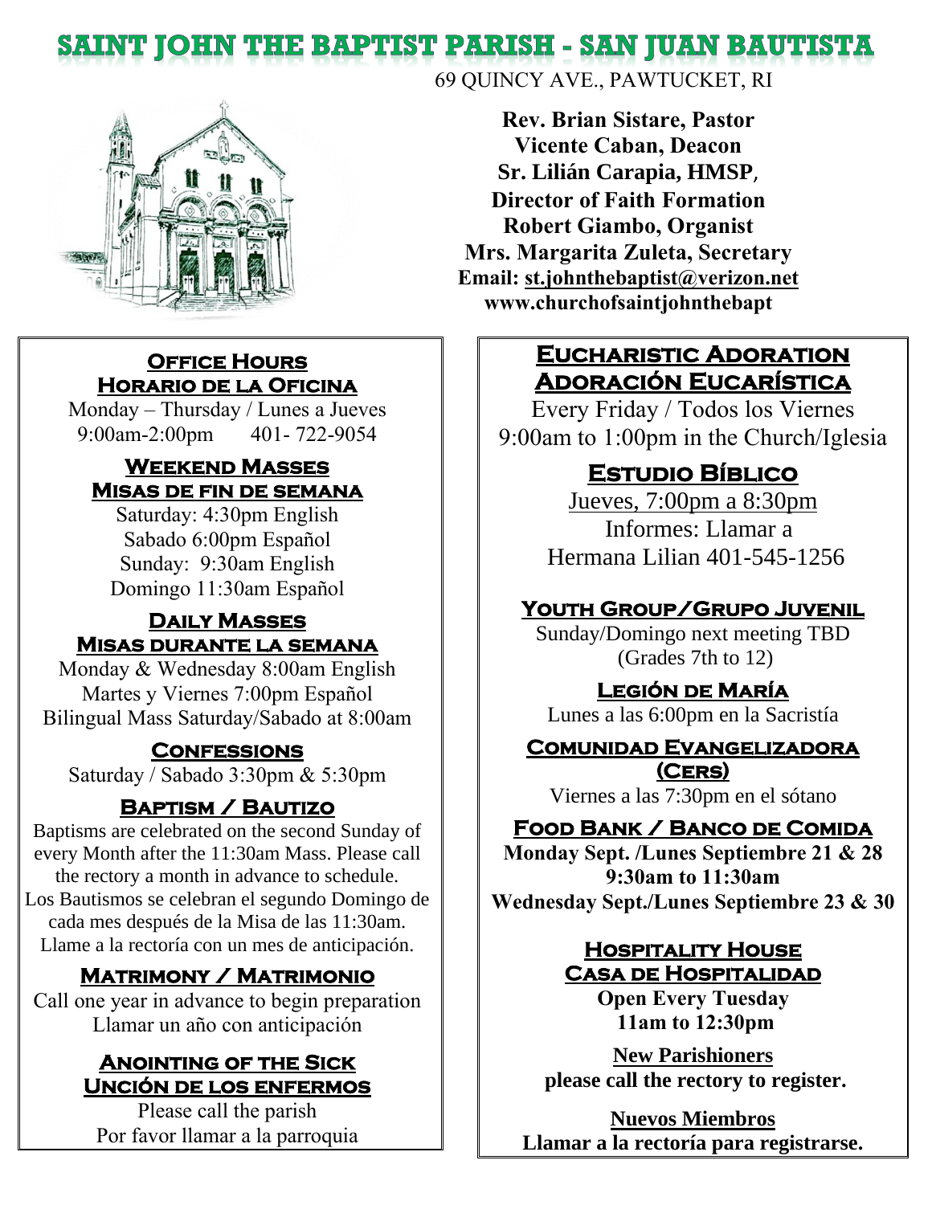# SAINT JOHN THE BAPTIST PARISH - SAN JUAN BAUTISTA

69 QUINCY AVE., PAWTUCKET, RI

**Rev. Brian Sistare, Pastor**
**Vicente Caban, Deacon**
**Sr. Lilián Carapia, HMSP,**
**Director of Faith Formation**
**Robert Giambo, Organist**
**Mrs. Margarita Zuleta, Secretary**
**Email: st.johnthebaptist@verizon.net**
**www.churchofsaintjohnthebapt**

## Office Hours / Horario de la Oficina

Monday – Thursday / Lunes a Jueves
9:00am-2:00pm 401- 722-9054

## Weekend Masses / Misas de fin de semana

Saturday: 4:30pm English
Sabado 6:00pm Español
Sunday: 9:30am English
Domingo 11:30am Español

## Daily Masses / Misas durante la semana

Monday & Wednesday 8:00am English
Martes y Viernes 7:00pm Español
Bilingual Mass Saturday/Sabado at 8:00am

## Confessions

Saturday / Sabado 3:30pm & 5:30pm

## Baptism / Bautizo

Baptisms are celebrated on the second Sunday of every Month after the 11:30am Mass. Please call the rectory a month in advance to schedule.
Los Bautismos se celebran el segundo Domingo de cada mes después de la Misa de las 11:30am. Llame a la rectoría con un mes de anticipación.

## Matrimony / Matrimonio

Call one year in advance to begin preparation
Llamar un año con anticipación

## Anointing of the Sick / Unción de los enfermos

Please call the parish
Por favor llamar a la parroquia

## Eucharistic Adoration / Adoración Eucarística

Every Friday / Todos los Viernes
9:00am to 1:00pm in the Church/Iglesia

## Estudio Bíblico

Jueves, 7:00pm a 8:30pm
Informes: Llamar a
Hermana Lilian 401-545-1256

## Youth Group/Grupo Juvenil

Sunday/Domingo next meeting TBD
(Grades 7th to 12)

## Legión de María

Lunes a las 6:00pm en la Sacristía

## Comunidad Evangelizadora (Cers)

Viernes a las 7:30pm en el sótano

## Food Bank / Banco de Comida

**Monday Sept. /Lunes Septiembre 21 & 28**
**9:30am to 11:30am**
**Wednesday Sept./Lunes Septiembre 23 & 30**

## Hospitality House / Casa de Hospitalidad

**Open Every Tuesday**
**11am to 12:30pm**

**New Parishioners**
**please call the rectory to register.**

**Nuevos Miembros**
**Llamar a la rectoría para registrarse.**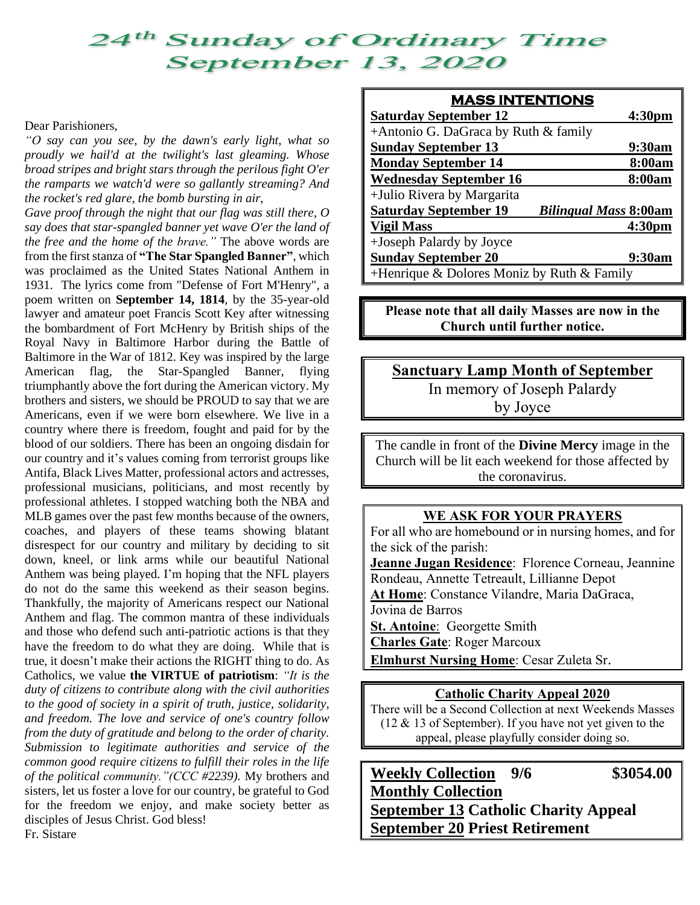# 24th Sunday of Ordinary Time
# September 13, 2020

Dear Parishioners,

*"O say can you see, by the dawn's early light, what so proudly we hail'd at the twilight's last gleaming. Whose broad stripes and bright stars through the perilous fight O'er the ramparts we watch'd were so gallantly streaming? And the rocket's red glare, the bomb bursting in air,*
*Gave proof through the night that our flag was still there, O say does that star-spangled banner yet wave O'er the land of the free and the home of the brave."* The above words are from the first stanza of **"The Star Spangled Banner"**, which was proclaimed as the United States National Anthem in 1931. The lyrics come from "Defense of Fort M'Henry", a poem written on **September 14, 1814**, by the 35-year-old lawyer and amateur poet Francis Scott Key after witnessing the bombardment of Fort McHenry by British ships of the Royal Navy in Baltimore Harbor during the Battle of Baltimore in the War of 1812. Key was inspired by the large American flag, the Star-Spangled Banner, flying triumphantly above the fort during the American victory. My brothers and sisters, we should be PROUD to say that we are Americans, even if we were born elsewhere. We live in a country where there is freedom, fought and paid for by the blood of our soldiers. There has been an ongoing disdain for our country and it's values coming from terrorist groups like Antifa, Black Lives Matter, professional actors and actresses, professional musicians, politicians, and most recently by professional athletes. I stopped watching both the NBA and MLB games over the past few months because of the owners, coaches, and players of these teams showing blatant disrespect for our country and military by deciding to sit down, kneel, or link arms while our beautiful National Anthem was being played. I'm hoping that the NFL players do not do the same this weekend as their season begins. Thankfully, the majority of Americans respect our National Anthem and flag. The common mantra of these individuals and those who defend such anti-patriotic actions is that they have the freedom to do what they are doing. While that is true, it doesn't make their actions the RIGHT thing to do. As Catholics, we value **the VIRTUE of patriotism**: *"It is the duty of citizens to contribute along with the civil authorities to the good of society in a spirit of truth, justice, solidarity, and freedom. The love and service of one's country follow from the duty of gratitude and belong to the order of charity. Submission to legitimate authorities and service of the common good require citizens to fulfill their roles in the life of the political community."(CCC #2239).* My brothers and sisters, let us foster a love for our country, be grateful to God for the freedom we enjoy, and make society better as disciples of Jesus Christ. God bless!

Fr. Sistare

## MASS INTENTIONS

| | |
|---|---|
| **Saturday September 12** | **4:30pm** |
| +Antonio G. DaGraca by Ruth & family | |
| **Sunday September 13** | **9:30am** |
| **Monday September 14** | **8:00am** |
| **Wednesday September 16** | **8:00am** |
| +Julio Rivera by Margarita | |
| **Saturday September 19** | ***Bilingual Mass* 8:00am** |
| **Vigil Mass** | **4:30pm** |
| +Joseph Palardy by Joyce | |
| **Sunday September 20** | **9:30am** |
| +Henrique & Dolores Moniz by Ruth & Family | |

**Please note that all daily Masses are now in the Church until further notice.**

## Sanctuary Lamp Month of September

In memory of Joseph Palardy
by Joyce

The candle in front of the **Divine Mercy** image in the Church will be lit each weekend for those affected by the coronavirus.

## WE ASK FOR YOUR PRAYERS

For all who are homebound or in nursing homes, and for the sick of the parish:

**Jeanne Jugan Residence**: Florence Corneau, Jeannine Rondeau, Annette Tetreault, Lillianne Depot
**At Home**: Constance Vilandre, Maria DaGraca, Jovina de Barros
**St. Antoine**: Georgette Smith
**Charles Gate**: Roger Marcoux
**Elmhurst Nursing Home**: Cesar Zuleta Sr.

## Catholic Charity Appeal 2020

There will be a Second Collection at next Weekends Masses (12 & 13 of September). If you have not yet given to the appeal, please playfully consider doing so.

**Weekly Collection 9/6** **$3054.00**
**Monthly Collection**
**September 13 Catholic Charity Appeal**
**September 20 Priest Retirement**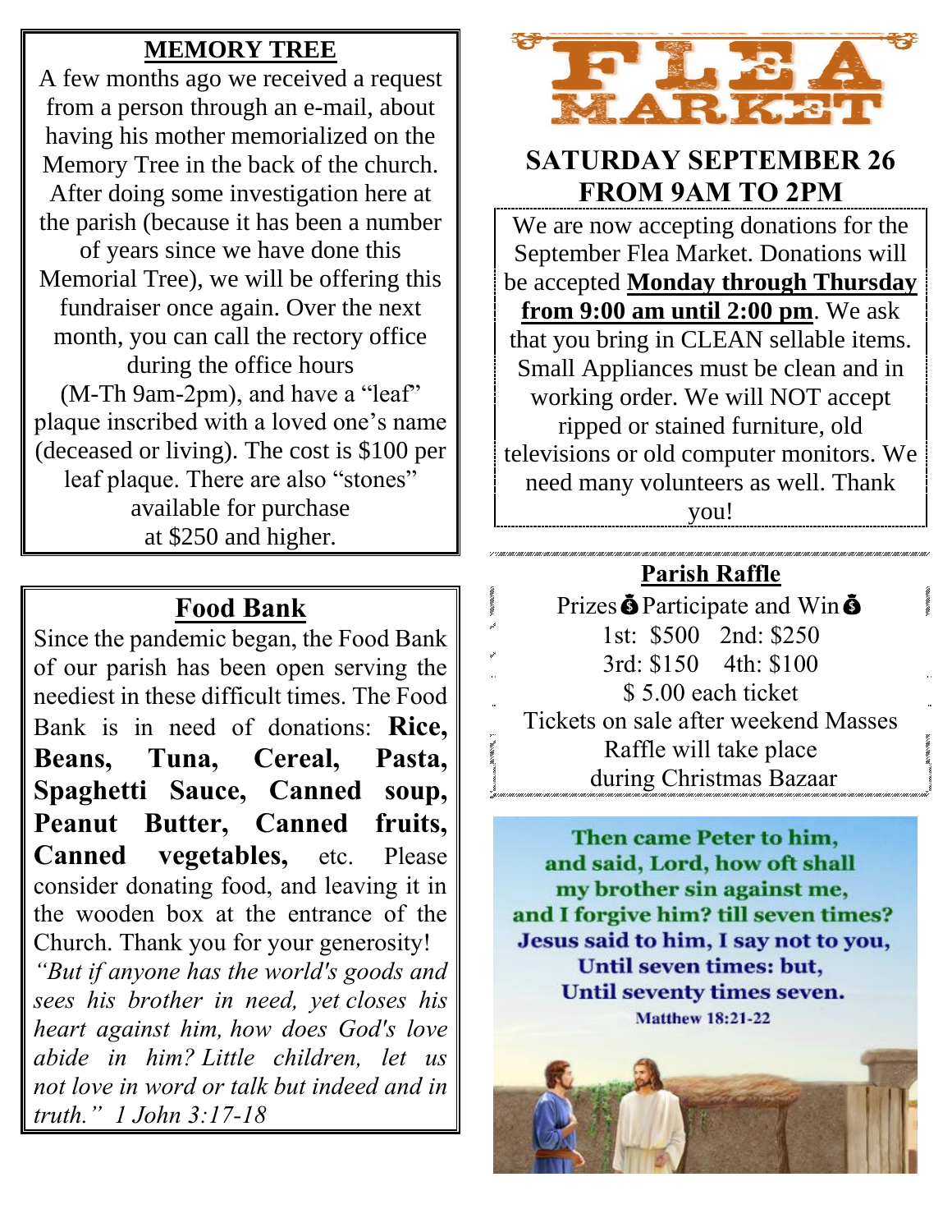## MEMORY TREE

A few months ago we received a request from a person through an e-mail, about having his mother memorialized on the Memory Tree in the back of the church. After doing some investigation here at the parish (because it has been a number of years since we have done this Memorial Tree), we will be offering this fundraiser once again. Over the next month, you can call the rectory office during the office hours (M-Th 9am-2pm), and have a "leaf" plaque inscribed with a loved one's name (deceased or living). The cost is $100 per leaf plaque. There are also "stones" available for purchase at $250 and higher.

## Food Bank

Since the pandemic began, the Food Bank of our parish has been open serving the neediest in these difficult times. The Food Bank is in need of donations: **Rice, Beans, Tuna, Cereal, Pasta, Spaghetti Sauce, Canned soup, Peanut Butter, Canned fruits, Canned vegetables,** etc. Please consider donating food, and leaving it in the wooden box at the entrance of the Church. Thank you for your generosity!

*"But if anyone has the world's goods and sees his brother in need, yet closes his heart against him, how does God's love abide in him? Little children, let us not love in word or talk but indeed and in truth." 1 John 3:17-18*

# FLEA MARKET

## SATURDAY SEPTEMBER 26 FROM 9AM TO 2PM

We are now accepting donations for the September Flea Market. Donations will be accepted **Monday through Thursday from 9:00 am until 2:00 pm**. We ask that you bring in CLEAN sellable items. Small Appliances must be clean and in working order. We will NOT accept ripped or stained furniture, old televisions or old computer monitors. We need many volunteers as well. Thank you!

## Parish Raffle

Prizes 💰 Participate and Win 💰

1st: $500 2nd: $250

3rd: $150 4th: $100

$ 5.00 each ticket

Tickets on sale after weekend Masses

Raffle will take place during Christmas Bazaar

**Then came Peter to him, and said, Lord, how oft shall my brother sin against me, and I forgive him? till seven times? Jesus said to him, I say not to you, Until seven times: but, Until seventy times seven.**

**Matthew 18:21-22**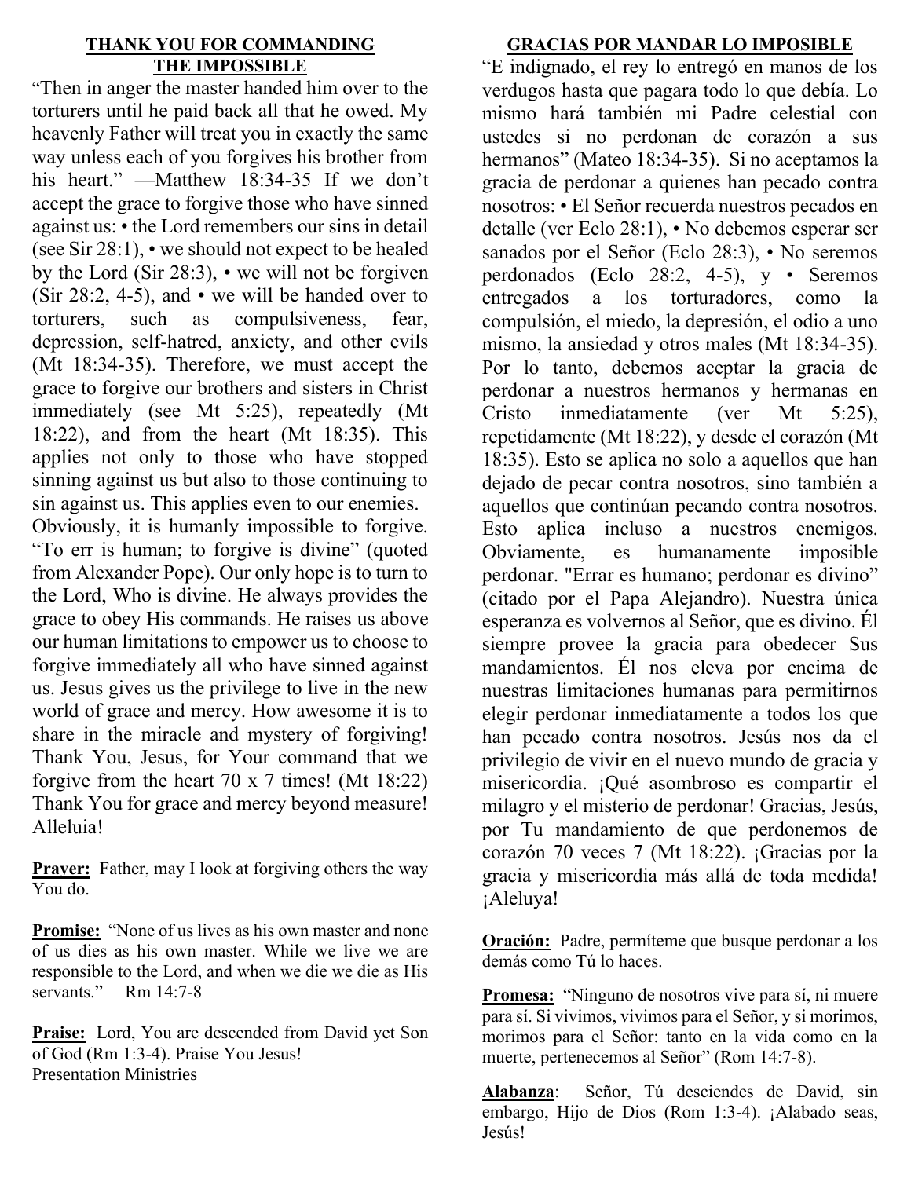## THANK YOU FOR COMMANDING THE IMPOSSIBLE

"Then in anger the master handed him over to the torturers until he paid back all that he owed. My heavenly Father will treat you in exactly the same way unless each of you forgives his brother from his heart." —Matthew 18:34-35 If we don't accept the grace to forgive those who have sinned against us: • the Lord remembers our sins in detail (see Sir 28:1), • we should not expect to be healed by the Lord (Sir 28:3), • we will not be forgiven (Sir 28:2, 4-5), and • we will be handed over to torturers, such as compulsiveness, fear, depression, self-hatred, anxiety, and other evils (Mt 18:34-35). Therefore, we must accept the grace to forgive our brothers and sisters in Christ immediately (see Mt 5:25), repeatedly (Mt 18:22), and from the heart (Mt 18:35). This applies not only to those who have stopped sinning against us but also to those continuing to sin against us. This applies even to our enemies.

Obviously, it is humanly impossible to forgive. "To err is human; to forgive is divine" (quoted from Alexander Pope). Our only hope is to turn to the Lord, Who is divine. He always provides the grace to obey His commands. He raises us above our human limitations to empower us to choose to forgive immediately all who have sinned against us. Jesus gives us the privilege to live in the new world of grace and mercy. How awesome it is to share in the miracle and mystery of forgiving! Thank You, Jesus, for Your command that we forgive from the heart 70 x 7 times! (Mt 18:22) Thank You for grace and mercy beyond measure! Alleluia!

**Prayer:** Father, may I look at forgiving others the way You do.

**Promise:** "None of us lives as his own master and none of us dies as his own master. While we live we are responsible to the Lord, and when we die we die as His servants." —Rm 14:7-8

**Praise:** Lord, You are descended from David yet Son of God (Rm 1:3-4). Praise You Jesus!
Presentation Ministries

## GRACIAS POR MANDAR LO IMPOSIBLE

"E indignado, el rey lo entregó en manos de los verdugos hasta que pagara todo lo que debía. Lo mismo hará también mi Padre celestial con ustedes si no perdonan de corazón a sus hermanos" (Mateo 18:34-35). Si no aceptamos la gracia de perdonar a quienes han pecado contra nosotros: • El Señor recuerda nuestros pecados en detalle (ver Eclo 28:1), • No debemos esperar ser sanados por el Señor (Eclo 28:3), • No seremos perdonados (Eclo 28:2, 4-5), y • Seremos entregados a los torturadores, como la compulsión, el miedo, la depresión, el odio a uno mismo, la ansiedad y otros males (Mt 18:34-35). Por lo tanto, debemos aceptar la gracia de perdonar a nuestros hermanos y hermanas en Cristo inmediatamente (ver Mt 5:25), repetidamente (Mt 18:22), y desde el corazón (Mt 18:35). Esto se aplica no solo a aquellos que han dejado de pecar contra nosotros, sino también a aquellos que continúan pecando contra nosotros. Esto aplica incluso a nuestros enemigos. Obviamente, es humanamente imposible perdonar. "Errar es humano; perdonar es divino" (citado por el Papa Alejandro). Nuestra única esperanza es volvernos al Señor, que es divino. Él siempre provee la gracia para obedecer Sus mandamientos. Él nos eleva por encima de nuestras limitaciones humanas para permitirnos elegir perdonar inmediatamente a todos los que han pecado contra nosotros. Jesús nos da el privilegio de vivir en el nuevo mundo de gracia y misericordia. ¡Qué asombroso es compartir el milagro y el misterio de perdonar! Gracias, Jesús, por Tu mandamiento de que perdonemos de corazón 70 veces 7 (Mt 18:22). ¡Gracias por la gracia y misericordia más allá de toda medida! ¡Aleluya!

**Oración:** Padre, permíteme que busque perdonar a los demás como Tú lo haces.

**Promesa:** "Ninguno de nosotros vive para sí, ni muere para sí. Si vivimos, vivimos para el Señor, y si morimos, morimos para el Señor: tanto en la vida como en la muerte, pertenecemos al Señor" (Rom 14:7-8).

**Alabanza**: Señor, Tú desciendes de David, sin embargo, Hijo de Dios (Rom 1:3-4). ¡Alabado seas, Jesús!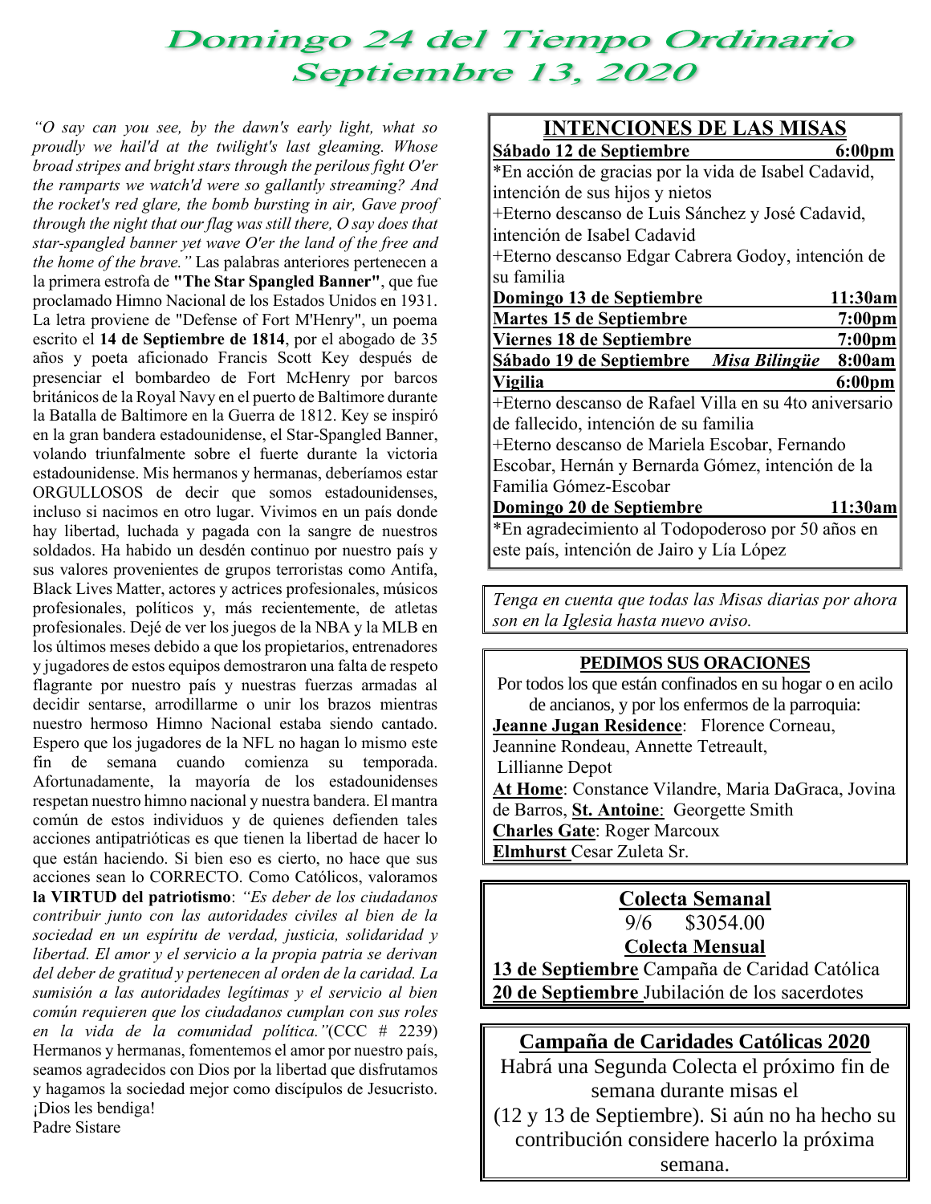# Domingo 24 del Tiempo Ordinario
# Septiembre 13, 2020

*"O say can you see, by the dawn's early light, what so proudly we hail'd at the twilight's last gleaming. Whose broad stripes and bright stars through the perilous fight O'er the ramparts we watch'd were so gallantly streaming? And the rocket's red glare, the bomb bursting in air, Gave proof through the night that our flag was still there, O say does that star-spangled banner yet wave O'er the land of the free and the home of the brave."* Las palabras anteriores pertenecen a la primera estrofa de **"The Star Spangled Banner"**, que fue proclamado Himno Nacional de los Estados Unidos en 1931. La letra proviene de "Defense of Fort M'Henry", un poema escrito el **14 de Septiembre de 1814**, por el abogado de 35 años y poeta aficionado Francis Scott Key después de presenciar el bombardeo de Fort McHenry por barcos británicos de la Royal Navy en el puerto de Baltimore durante la Batalla de Baltimore en la Guerra de 1812. Key se inspiró en la gran bandera estadounidense, el Star-Spangled Banner, volando triunfalmente sobre el fuerte durante la victoria estadounidense. Mis hermanos y hermanas, deberíamos estar ORGULLOSOS de decir que somos estadounidenses, incluso si nacimos en otro lugar. Vivimos en un país donde hay libertad, luchada y pagada con la sangre de nuestros soldados. Ha habido un desdén continuo por nuestro país y sus valores provenientes de grupos terroristas como Antifa, Black Lives Matter, actores y actrices profesionales, músicos profesionales, políticos y, más recientemente, de atletas profesionales. Dejé de ver los juegos de la NBA y la MLB en los últimos meses debido a que los propietarios, entrenadores y jugadores de estos equipos demostraron una falta de respeto flagrante por nuestro país y nuestras fuerzas armadas al decidir sentarse, arrodillarme o unir los brazos mientras nuestro hermoso Himno Nacional estaba siendo cantado. Espero que los jugadores de la NFL no hagan lo mismo este fin de semana cuando comienza su temporada. Afortunadamente, la mayoría de los estadounidenses respetan nuestro himno nacional y nuestra bandera. El mantra común de estos individuos y de quienes defienden tales acciones antipatrióticas es que tienen la libertad de hacer lo que están haciendo. Si bien eso es cierto, no hace que sus acciones sean lo CORRECTO. Como Católicos, valoramos **la VIRTUD del patriotismo**: *"Es deber de los ciudadanos contribuir junto con las autoridades civiles al bien de la sociedad en un espíritu de verdad, justicia, solidaridad y libertad. El amor y el servicio a la propia patria se derivan del deber de gratitud y pertenecen al orden de la caridad. La sumisión a las autoridades legítimas y el servicio al bien común requieren que los ciudadanos cumplan con sus roles en la vida de la comunidad política."*(CCC # 2239) Hermanos y hermanas, fomentemos el amor por nuestro país, seamos agradecidos con Dios por la libertad que disfrutamos y hagamos la sociedad mejor como discípulos de Jesucristo. ¡Dios les bendiga!
Padre Sistare

## INTENCIONES DE LAS MISAS

**Sábado 12 de Septiembre — 6:00pm**
*En acción de gracias por la vida de Isabel Cadavid, intención de sus hijos y nietos
+Eterno descanso de Luis Sánchez y José Cadavid, intención de Isabel Cadavid
+Eterno descanso Edgar Cabrera Godoy, intención de su familia

**Domingo 13 de Septiembre — 11:30am**
**Martes 15 de Septiembre — 7:00pm**
**Viernes 18 de Septiembre — 7:00pm**
**Sábado 19 de Septiembre** ***Misa Bilingüe*** **— 8:00am**
**Vigilia — 6:00pm**
+Eterno descanso de Rafael Villa en su 4to aniversario de fallecido, intención de su familia
+Eterno descanso de Mariela Escobar, Fernando Escobar, Hernán y Bernarda Gómez, intención de la Familia Gómez-Escobar

**Domingo 20 de Septiembre — 11:30am**
*En agradecimiento al Todopoderoso por 50 años en este país, intención de Jairo y Lía López

*Tenga en cuenta que todas las Misas diarias por ahora son en la Iglesia hasta nuevo aviso.*

## PEDIMOS SUS ORACIONES

Por todos los que están confinados en su hogar o en acilo de ancianos, y por los enfermos de la parroquia:
**Jeanne Jugan Residence**: Florence Corneau, Jeannine Rondeau, Annette Tetreault, Lillianne Depot
**At Home**: Constance Vilandre, Maria DaGraca, Jovina de Barros, **St. Antoine**: Georgette Smith
**Charles Gate**: Roger Marcoux
**Elmhurst** Cesar Zuleta Sr.

## Colecta Semanal

9/6 $3054.00

**Colecta Mensual**

**13 de Septiembre** Campaña de Caridad Católica
**20 de Septiembre** Jubilación de los sacerdotes

## Campaña de Caridades Católicas 2020

Habrá una Segunda Colecta el próximo fin de semana durante misas el (12 y 13 de Septiembre). Si aún no ha hecho su contribución considere hacerlo la próxima semana.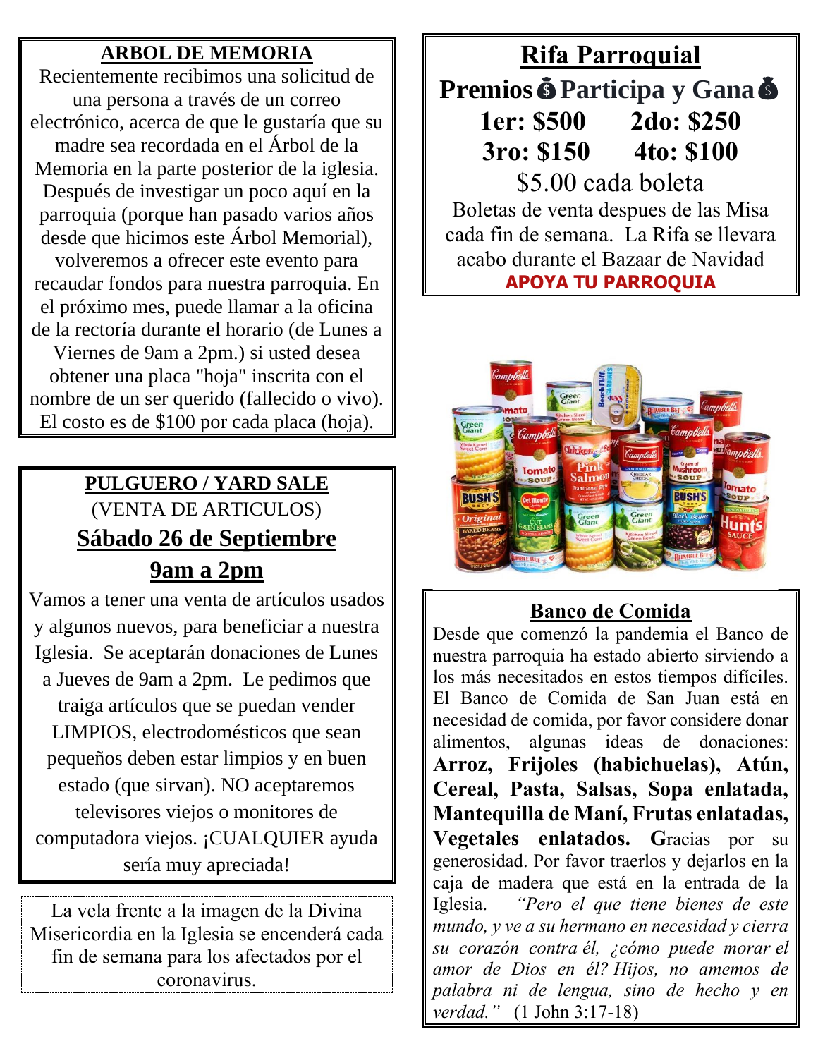## ARBOL DE MEMORIA

Recientemente recibimos una solicitud de una persona a través de un correo electrónico, acerca de que le gustaría que su madre sea recordada en el Árbol de la Memoria en la parte posterior de la iglesia. Después de investigar un poco aquí en la parroquia (porque han pasado varios años desde que hicimos este Árbol Memorial), volveremos a ofrecer este evento para recaudar fondos para nuestra parroquia. En el próximo mes, puede llamar a la oficina de la rectoría durante el horario (de Lunes a Viernes de 9am a 2pm.) si usted desea obtener una placa "hoja" inscrita con el nombre de un ser querido (fallecido o vivo). El costo es de $100 por cada placa (hoja).

## PULGUERO / YARD SALE

(VENTA DE ARTICULOS)

**Sábado 26 de Septiembre**

**9am a 2pm**

Vamos a tener una venta de artículos usados y algunos nuevos, para beneficiar a nuestra Iglesia. Se aceptarán donaciones de Lunes a Jueves de 9am a 2pm. Le pedimos que traiga artículos que se puedan vender LIMPIOS, electrodomésticos que sean pequeños deben estar limpios y en buen estado (que sirvan). NO aceptaremos televisores viejos o monitores de computadora viejos. ¡CUALQUIER ayuda sería muy apreciada!

La vela frente a la imagen de la Divina Misericordia en la Iglesia se encenderá cada fin de semana para los afectados por el coronavirus.

## Rifa Parroquial

**Premios 💰 Participa y Gana 💰**

**1er: $500 2do: $250**

**3ro: $150 4to: $100**

$5.00 cada boleta

Boletas de venta despues de las Misa cada fin de semana. La Rifa se llevara acabo durante el Bazaar de Navidad

**APOYA TU PARROQUIA**

## Banco de Comida

Desde que comenzó la pandemia el Banco de nuestra parroquia ha estado abierto sirviendo a los más necesitados en estos tiempos difíciles. El Banco de Comida de San Juan está en necesidad de comida, por favor considere donar alimentos, algunas ideas de donaciones: **Arroz, Frijoles (habichuelas), Atún, Cereal, Pasta, Salsas, Sopa enlatada, Mantequilla de Maní, Frutas enlatadas, Vegetales enlatados. G**racias por su generosidad. Por favor traerlos y dejarlos en la caja de madera que está en la entrada de la Iglesia. *"Pero el que tiene bienes de este mundo, y ve a su hermano en necesidad y cierra su corazón contra él, ¿cómo puede morar el amor de Dios en él? Hijos, no amemos de palabra ni de lengua, sino de hecho y en verdad."* (1 John 3:17-18)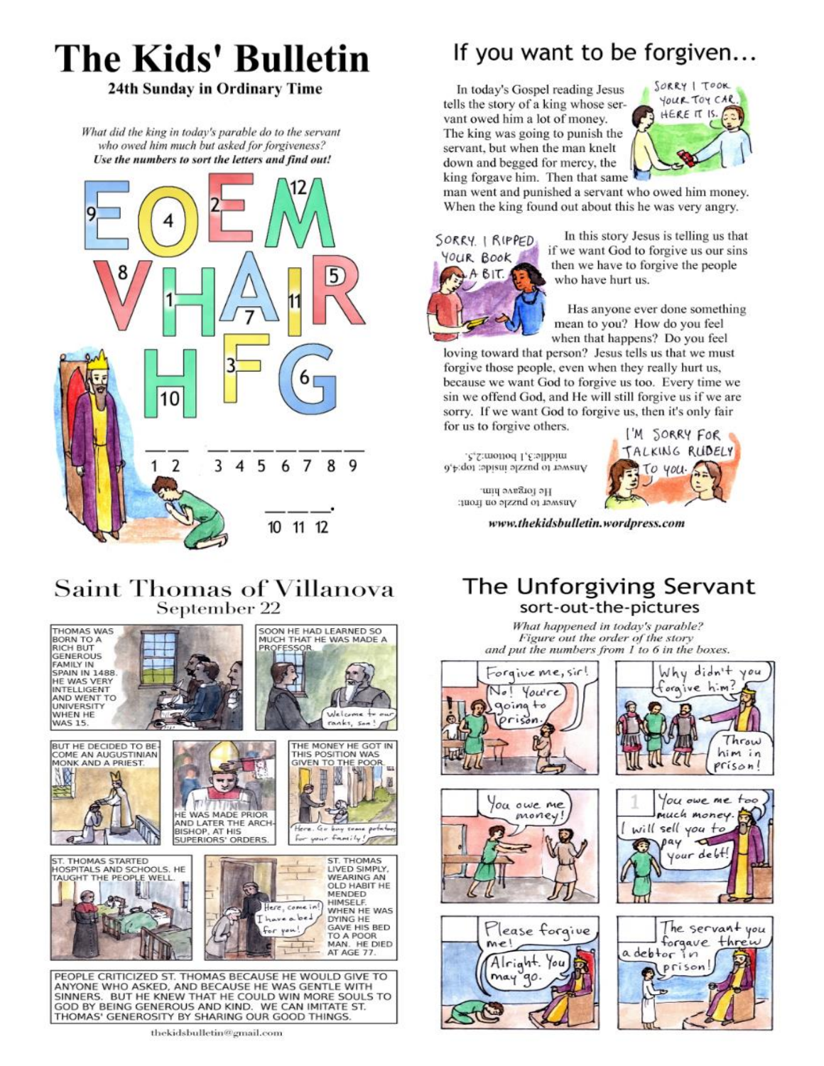# The Kids' Bulletin

### 24th Sunday in Ordinary Time

*What did the king in today's parable do to the servant who owed him much but asked for forgiveness?*
***Use the numbers to sort the letters and find out!***

E O E M
V H A I R
H F G

__ __ &nbsp;&nbsp; __ __ __ __ __ __ __
1 2 &nbsp;&nbsp; 3 4 5 6 7 8 9

__ __ __.
10 11 12

## If you want to be forgiven...

In today's Gospel reading Jesus tells the story of a king whose servant owed him a lot of money. The king was going to punish the servant, but when the man knelt down and begged for mercy, the king forgave him. Then that same man went and punished a servant who owed him money. When the king found out about this he was very angry.

SORRY I TOOK YOUR TOY CAR. HERE IT IS.

In this story Jesus is telling us that if we want God to forgive us our sins then we have to forgive the people who have hurt us.

SORRY. I RIPPED YOUR BOOK A BIT.

Has anyone ever done something mean to you? How do you feel when that happens? Do you feel loving toward that person? Jesus tells us that we must forgive those people, even when they really hurt us, because we want God to forgive us too. Every time we sin we offend God, and He will still forgive us if we are sorry. If we want God to forgive us, then it's only fair for us to forgive others.

I'M SORRY FOR TALKING RUDELY TO YOU.

Answer to puzzle inside: top:4,6 middle:3,1 bottom:2,5.

Answer to puzzle on front: He forgave him.

***www.thekidsbulletin.wordpress.com***

## Saint Thomas of Villanova

### September 22

THOMAS WAS BORN TO A RICH BUT GENEROUS FAMILY IN SPAIN IN 1488. HE WAS VERY INTELLIGENT AND WENT TO UNIVERSITY WHEN HE WAS 15.

SOON HE HAD LEARNED SO MUCH THAT HE WAS MADE A PROFESSOR.

Welcome to our ranks, son!

BUT HE DECIDED TO BECOME AN AUGUSTINIAN MONK AND A PRIEST.

HE WAS MADE PRIOR AND LATER THE ARCHBISHOP, AT HIS SUPERIORS' ORDERS.

THE MONEY HE GOT IN THIS POSITION WAS GIVEN TO THE POOR.

Here. Go buy some potatoes for your family!

ST. THOMAS STARTED HOSPITALS AND SCHOOLS. HE TAUGHT THE PEOPLE WELL.

Here, come in! I have a bed for you!

ST. THOMAS LIVED SIMPLY, WEARING AN OLD HABIT HE MENDED HIMSELF. WHEN HE WAS DYING HE GAVE HIS BED TO A POOR MAN. HE DIED AT AGE 77.

PEOPLE CRITICIZED ST. THOMAS BECAUSE HE WOULD GIVE TO ANYONE WHO ASKED, AND BECAUSE HE WAS GENTLE WITH SINNERS. BUT HE KNEW THAT HE COULD WIN MORE SOULS TO GOD BY BEING GENEROUS AND KIND. WE CAN IMITATE ST. THOMAS' GENEROSITY BY SHARING OUR GOOD THINGS.

thekidsbulletin@gmail.com

## The Unforgiving Servant

### sort-out-the-pictures

*What happened in today's parable? Figure out the order of the story and put the numbers from 1 to 6 in the boxes.*

Forgive me, sir! / No! You're going to prison.

Why didn't you forgive him? / Throw him in prison!

You owe me money!

1 You owe me too much money. I will sell you to pay your debt!

Please forgive me! / Alright. You may go.

The servant you forgave threw a debtor in prison!